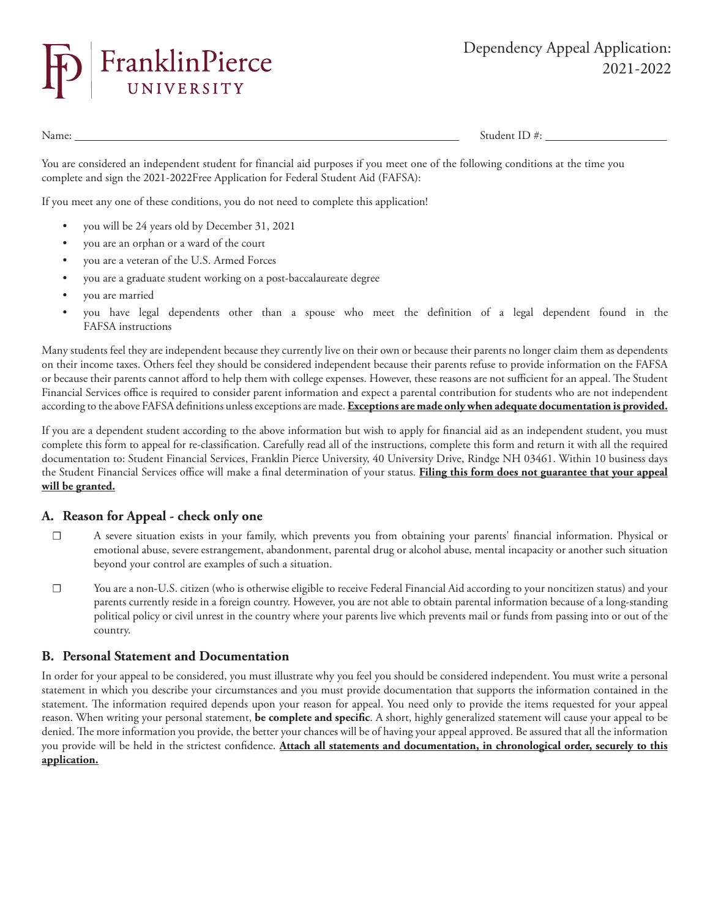Franklin Pierce University

# Dependency Appeal Application: 2021-2022

Name: ______________________________ Student ID #: ______________

You are considered an independent student for financial aid purposes if you meet one of the following conditions at the time you complete and sign the 2021-2022Free Application for Federal Student Aid (FAFSA):

If you meet any one of these conditions, you do not need to complete this application!

- you will be 24 years old by December 31, 2021
- you are an orphan or a ward of the court
- you are a veteran of the U.S. Armed Forces
- you are a graduate student working on a post-baccalaureate degree
- you are married
- you have legal dependents other than a spouse who meet the definition of a legal dependent found in the FAFSA instructions

Many students feel they are independent because they currently live on their own or because their parents no longer claim them as dependents on their income taxes. Others feel they should be considered independent because their parents refuse to provide information on the FAFSA or because their parents cannot afford to help them with college expenses. However, these reasons are not sufficient for an appeal. The Student Financial Services office is required to consider parent information and expect a parental contribution for students who are not independent according to the above FAFSA definitions unless exceptions are made. **Exceptions are made only when adequate documentation is provided.**

If you are a dependent student according to the above information but wish to apply for financial aid as an independent student, you must complete this form to appeal for re-classification. Carefully read all of the instructions, complete this form and return it with all the required documentation to: Student Financial Services, Franklin Pierce University, 40 University Drive, Rindge NH 03461. Within 10 business days the Student Financial Services office will make a final determination of your status. **Filing this form does not guarantee that your appeal will be granted.**

## A. Reason for Appeal - check only one

☐ A severe situation exists in your family, which prevents you from obtaining your parents' financial information. Physical or emotional abuse, severe estrangement, abandonment, parental drug or alcohol abuse, mental incapacity or another such situation beyond your control are examples of such a situation.

☐ You are a non-U.S. citizen (who is otherwise eligible to receive Federal Financial Aid according to your noncitizen status) and your parents currently reside in a foreign country. However, you are not able to obtain parental information because of a long-standing political policy or civil unrest in the country where your parents live which prevents mail or funds from passing into or out of the country.

## B. Personal Statement and Documentation

In order for your appeal to be considered, you must illustrate why you feel you should be considered independent. You must write a personal statement in which you describe your circumstances and you must provide documentation that supports the information contained in the statement. The information required depends upon your reason for appeal. You need only to provide the items requested for your appeal reason. When writing your personal statement, **be complete and specific**. A short, highly generalized statement will cause your appeal to be denied. The more information you provide, the better your chances will be of having your appeal approved. Be assured that all the information you provide will be held in the strictest confidence. **Attach all statements and documentation, in chronological order, securely to this application.**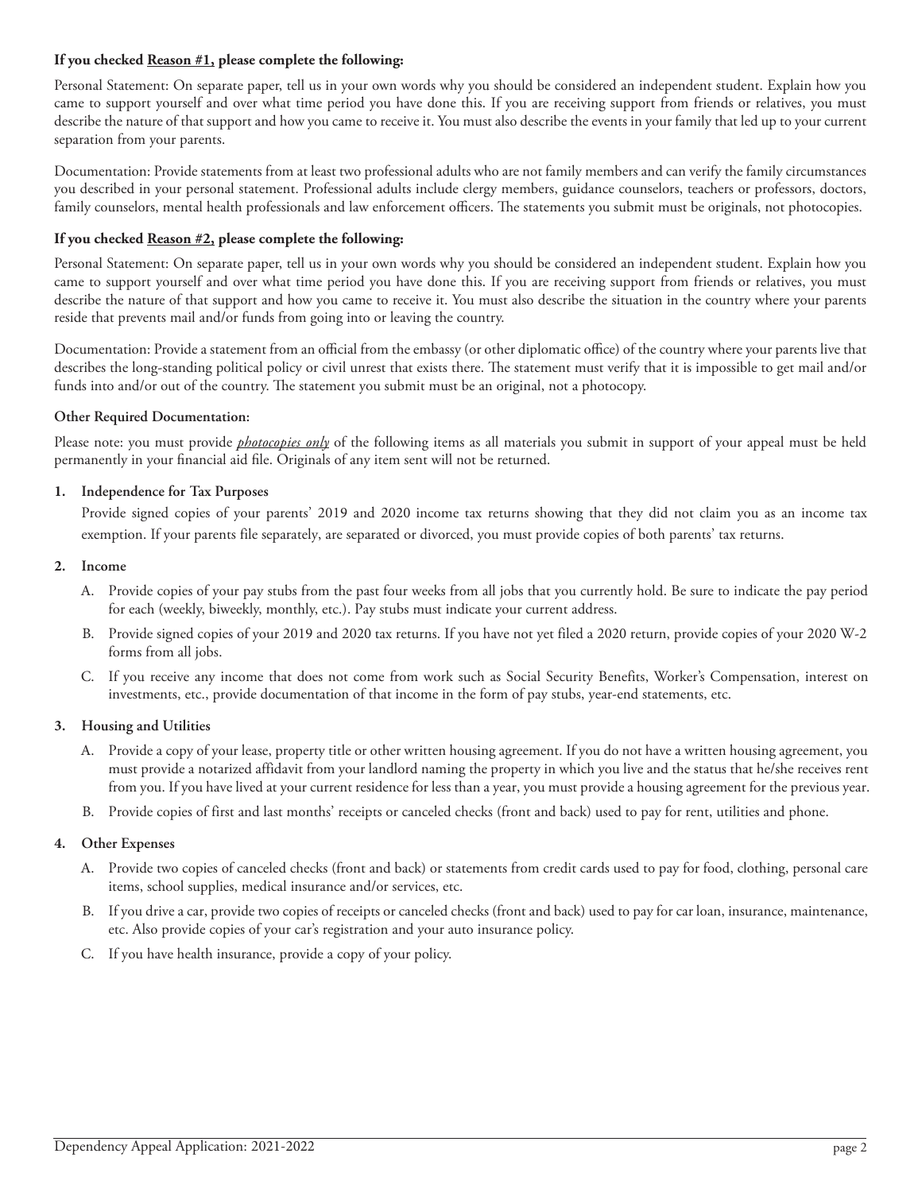**If you checked <u>Reason #1,</u> please complete the following:**

Personal Statement: On separate paper, tell us in your own words why you should be considered an independent student. Explain how you came to support yourself and over what time period you have done this. If you are receiving support from friends or relatives, you must describe the nature of that support and how you came to receive it. You must also describe the events in your family that led up to your current separation from your parents.

Documentation: Provide statements from at least two professional adults who are not family members and can verify the family circumstances you described in your personal statement. Professional adults include clergy members, guidance counselors, teachers or professors, doctors, family counselors, mental health professionals and law enforcement officers. The statements you submit must be originals, not photocopies.

**If you checked <u>Reason #2,</u> please complete the following:**

Personal Statement: On separate paper, tell us in your own words why you should be considered an independent student. Explain how you came to support yourself and over what time period you have done this. If you are receiving support from friends or relatives, you must describe the nature of that support and how you came to receive it. You must also describe the situation in the country where your parents reside that prevents mail and/or funds from going into or leaving the country.

Documentation: Provide a statement from an official from the embassy (or other diplomatic office) of the country where your parents live that describes the long-standing political policy or civil unrest that exists there. The statement must verify that it is impossible to get mail and/or funds into and/or out of the country. The statement you submit must be an original, not a photocopy.

**Other Required Documentation:**

Please note: you must provide <u>*photocopies only*</u> of the following items as all materials you submit in support of your appeal must be held permanently in your financial aid file. Originals of any item sent will not be returned.

1. **Independence for Tax Purposes**

   Provide signed copies of your parents' 2019 and 2020 income tax returns showing that they did not claim you as an income tax exemption. If your parents file separately, are separated or divorced, you must provide copies of both parents' tax returns.

2. **Income**

   A. Provide copies of your pay stubs from the past four weeks from all jobs that you currently hold. Be sure to indicate the pay period for each (weekly, biweekly, monthly, etc.). Pay stubs must indicate your current address.

   B. Provide signed copies of your 2019 and 2020 tax returns. If you have not yet filed a 2020 return, provide copies of your 2020 W-2 forms from all jobs.

   C. If you receive any income that does not come from work such as Social Security Benefits, Worker's Compensation, interest on investments, etc., provide documentation of that income in the form of pay stubs, year-end statements, etc.

3. **Housing and Utilities**

   A. Provide a copy of your lease, property title or other written housing agreement. If you do not have a written housing agreement, you must provide a notarized affidavit from your landlord naming the property in which you live and the status that he/she receives rent from you. If you have lived at your current residence for less than a year, you must provide a housing agreement for the previous year.

   B. Provide copies of first and last months' receipts or canceled checks (front and back) used to pay for rent, utilities and phone.

4. **Other Expenses**

   A. Provide two copies of canceled checks (front and back) or statements from credit cards used to pay for food, clothing, personal care items, school supplies, medical insurance and/or services, etc.

   B. If you drive a car, provide two copies of receipts or canceled checks (front and back) used to pay for car loan, insurance, maintenance, etc. Also provide copies of your car's registration and your auto insurance policy.

   C. If you have health insurance, provide a copy of your policy.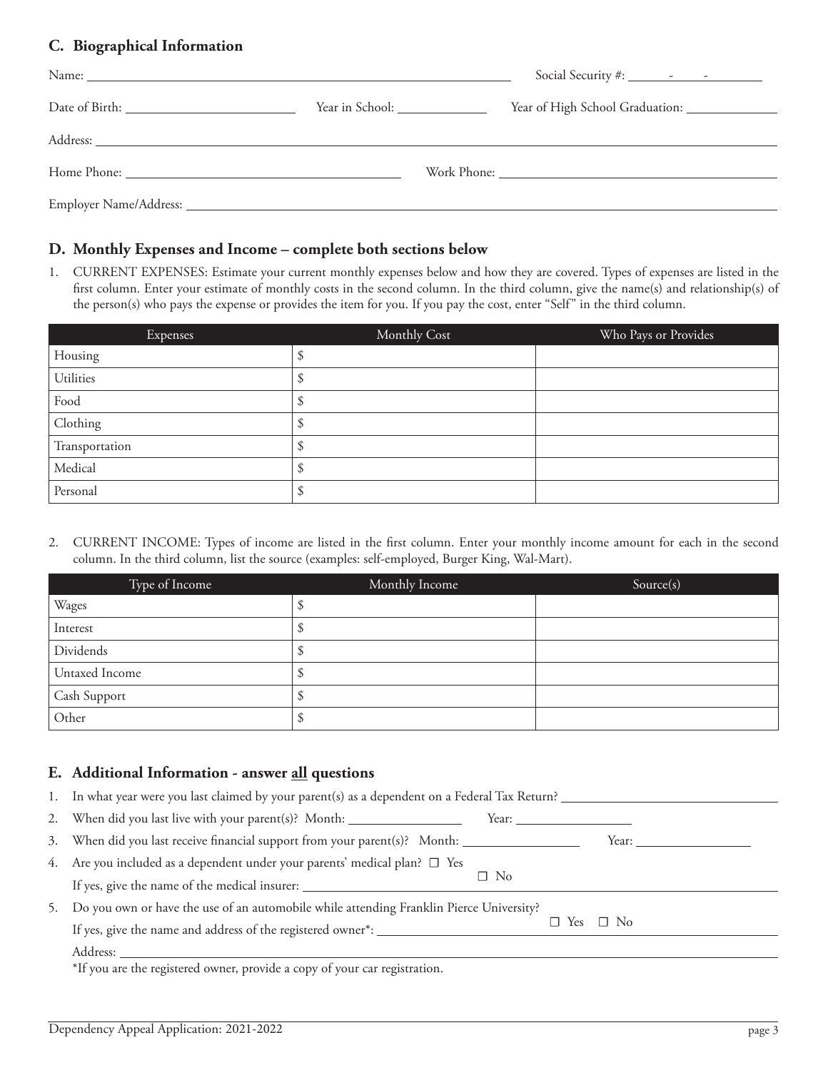## C. Biographical Information

Name: ____________________ Social Security #: ____ - ____ - ____

Date of Birth: ____________________ Year in School: ____________ Year of High School Graduation: ____________

Address: ____________________________________________

Home Phone: ____________________ Work Phone: ____________________

Employer Name/Address: ____________________________________________

## D. Monthly Expenses and Income – complete both sections below

1. CURRENT EXPENSES: Estimate your current monthly expenses below and how they are covered. Types of expenses are listed in the first column. Enter your estimate of monthly costs in the second column. In the third column, give the name(s) and relationship(s) of the person(s) who pays the expense or provides the item for you. If you pay the cost, enter "Self" in the third column.

| Expenses | Monthly Cost | Who Pays or Provides |
|---|---|---|
| Housing | $ | |
| Utilities | $ | |
| Food | $ | |
| Clothing | $ | |
| Transportation | $ | |
| Medical | $ | |
| Personal | $ | |

2. CURRENT INCOME: Types of income are listed in the first column. Enter your monthly income amount for each in the second column. In the third column, list the source (examples: self-employed, Burger King, Wal-Mart).

| Type of Income | Monthly Income | Source(s) |
|---|---|---|
| Wages | $ | |
| Interest | $ | |
| Dividends | $ | |
| Untaxed Income | $ | |
| Cash Support | $ | |
| Other | $ | |

## E. Additional Information - answer all questions

1. In what year were you last claimed by your parent(s) as a dependent on a Federal Tax Return? ____________
2. When did you last live with your parent(s)? Month: ____________ Year: ____________
3. When did you last receive financial support from your parent(s)? Month: ____________ Year: ____________
4. Are you included as a dependent under your parents' medical plan? ☐ Yes ☐ No
   If yes, give the name of the medical insurer: ____________________
5. Do you own or have the use of an automobile while attending Franklin Pierce University? ☐ Yes ☐ No
   If yes, give the name and address of the registered owner*: ____________________
   Address: ____________________________________________
   *If you are the registered owner, provide a copy of your car registration.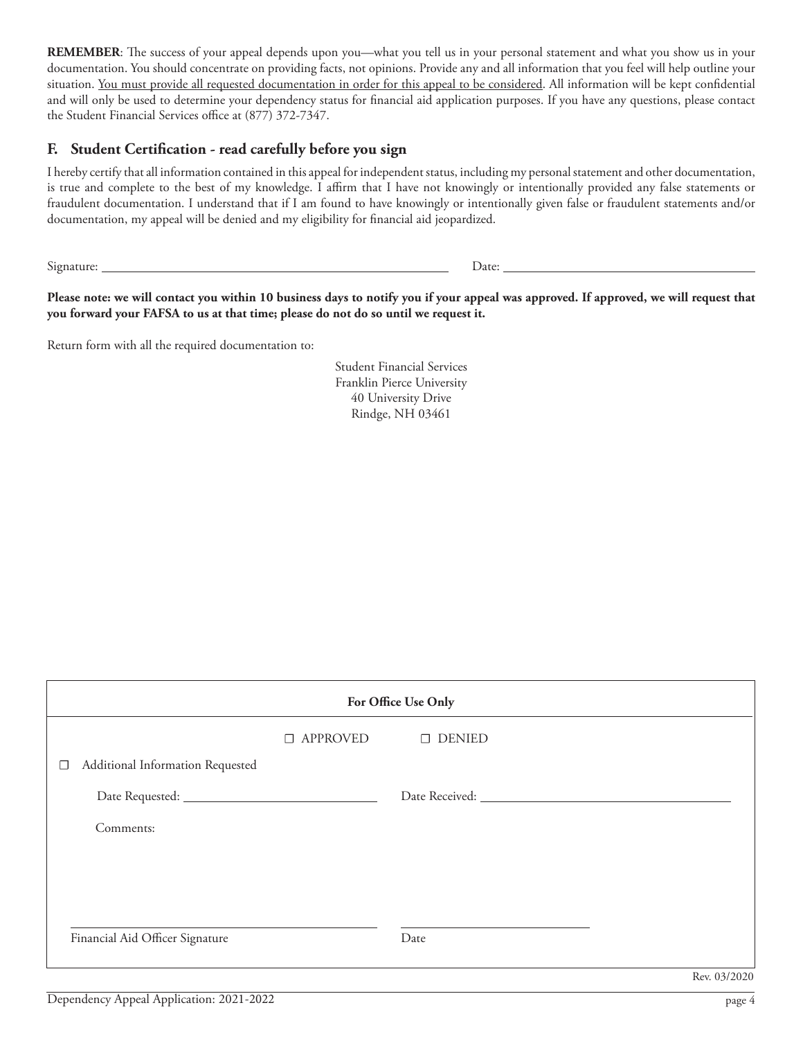**REMEMBER**: The success of your appeal depends upon you—what you tell us in your personal statement and what you show us in your documentation. You should concentrate on providing facts, not opinions. Provide any and all information that you feel will help outline your situation. You must provide all requested documentation in order for this appeal to be considered. All information will be kept confidential and will only be used to determine your dependency status for financial aid application purposes. If you have any questions, please contact the Student Financial Services office at (877) 372-7347.

## F. Student Certification - read carefully before you sign

I hereby certify that all information contained in this appeal for independent status, including my personal statement and other documentation, is true and complete to the best of my knowledge. I affirm that I have not knowingly or intentionally provided any false statements or fraudulent documentation. I understand that if I am found to have knowingly or intentionally given false or fraudulent statements and/or documentation, my appeal will be denied and my eligibility for financial aid jeopardized.

Signature: ______________________________ Date: ______________________________

**Please note: we will contact you within 10 business days to notify you if your appeal was approved. If approved, we will request that you forward your FAFSA to us at that time; please do not do so until we request it.**

Return form with all the required documentation to:

Student Financial Services
Franklin Pierce University
40 University Drive
Rindge, NH 03461

**For Office Use Only**

☐ APPROVED ☐ DENIED

☐ Additional Information Requested

Date Requested: ______________________________ Date Received: ______________________________

Comments:

______________________________ ______________________________
Financial Aid Officer Signature Date

Rev. 03/2020

Dependency Appeal Application: 2021-2022